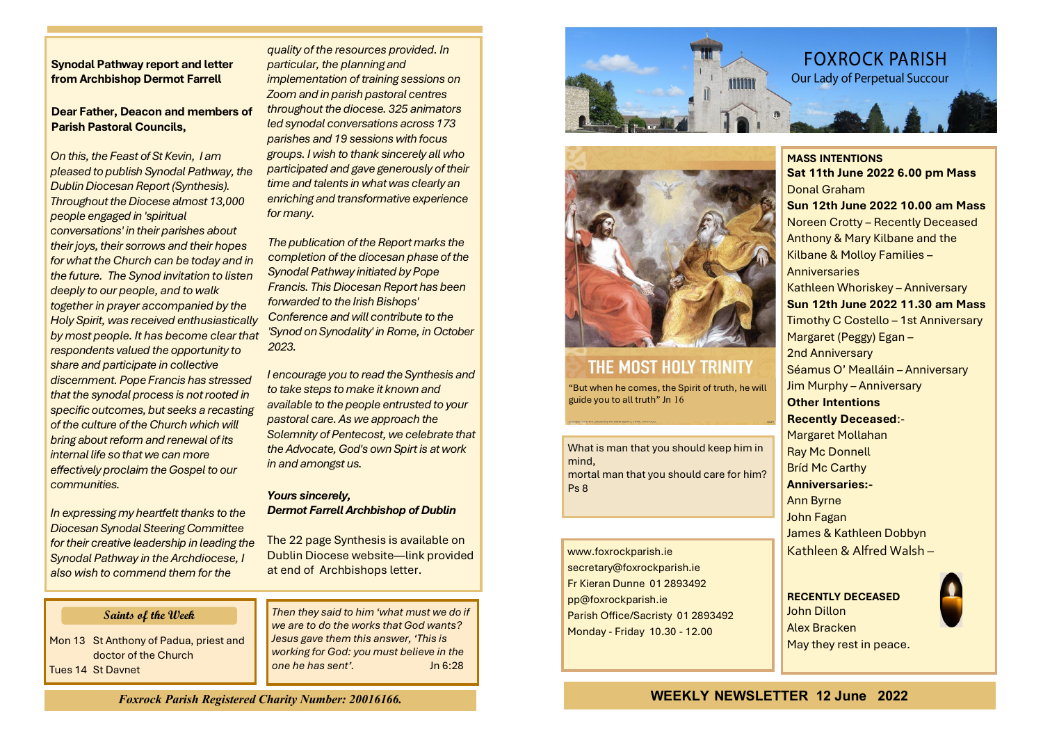**Synodal Pathway report and letter from Archbishop Dermot Farrell**

**Dear Father, Deacon and members of Parish Pastoral Councils,**

*On this, the Feast of St Kevin, I am pleased to publish Synodal Pathway, the Dublin Diocesan Report (Synthesis). Throughout the Diocese almost 13,000 people engaged in 'spiritual conversations' in their parishes about their joys, their sorrows and their hopes for what the Church can be today and in the future. The Synod invitation to listen deeply to our people, and to walk together in prayer accompanied by the Holy Spirit, was received enthusiastically by most people. It has become clear that respondents valued the opportunity to share and participate in collective discernment. Pope Francis has stressed that the synodal process is not rooted in specific outcomes, but seeks a recasting of the culture of the Church which will bring about reform and renewal of its internal life so that we can more effectively proclaim the Gospel to our communities.*

*In expressing my heartfelt thanks to the Diocesan Synodal Steering Committee for their creative leadership in leading the Synodal Pathway in the Archdiocese, I also wish to commend them for the quality of the resources provided. In particular, the planning and implementation of training sessions on Zoom and in parish pastoral centres throughout the diocese. 325 animators led synodal conversations across 173 parishes and 19 sessions with focus groups. I wish to thank sincerely all who participated and gave generously of their time and talents in what was clearly an enriching and transformative experience for many.*

*The publication of the Report marks the completion of the diocesan phase of the Synodal Pathway initiated by Pope Francis. This Diocesan Report has been forwarded to the Irish Bishops' Conference and will contribute to the 'Synod on Synodality' in Rome, in October 2023.*

*I encourage you to read the Synthesis and to take steps to make it known and available to the people entrusted to your pastoral care. As we approach the Solemnity of Pentecost, we celebrate that the Advocate, God's own Spirt is at work in and amongst us.*

***Yours sincerely,***
***Dermot Farrell Archbishop of Dublin***

The 22 page Synthesis is available on Dublin Diocese website—link provided at end of Archbishops letter.

### Saints of the Week

Mon 13 St Anthony of Padua, priest and doctor of the Church
Tues 14 St Davnet

*Then they said to him 'what must we do if we are to do the works that God wants? Jesus gave them this answer, 'This is working for God: you must believe in the one he has sent'.* Jn 6:28

*Foxrock Parish Registered Charity Number: 20016166.*

# FOXROCK PARISH
Our Lady of Perpetual Succour

## THE MOST HOLY TRINITY

"But when he comes, the Spirit of truth, he will guide you to all truth" Jn 16

What is man that you should keep him in mind,
mortal man that you should care for him? Ps 8

www.foxrockparish.ie
secretary@foxrockparish.ie
Fr Kieran Dunne 01 2893492
pp@foxrockparish.ie
Parish Office/Sacristy 01 2893492
Monday - Friday 10.30 - 12.00

**MASS INTENTIONS**

**Sat 11th June 2022 6.00 pm Mass**
Donal Graham

**Sun 12th June 2022 10.00 am Mass**
Noreen Crotty – Recently Deceased
Anthony & Mary Kilbane and the Kilbane & Molloy Families – Anniversaries
Kathleen Whoriskey – Anniversary

**Sun 12th June 2022 11.30 am Mass**
Timothy C Costello – 1st Anniversary
Margaret (Peggy) Egan – 2nd Anniversary
Séamus O' Mealláin – Anniversary
Jim Murphy – Anniversary

**Other Intentions**

**Recently Deceased**:-
Margaret Mollahan
Ray Mc Donnell
Bríd Mc Carthy

**Anniversaries:-**
Ann Byrne
John Fagan
James & Kathleen Dobbyn
Kathleen & Alfred Walsh –

**RECENTLY DECEASED**
John Dillon
Alex Bracken
May they rest in peace.

**WEEKLY NEWSLETTER 12 June 2022**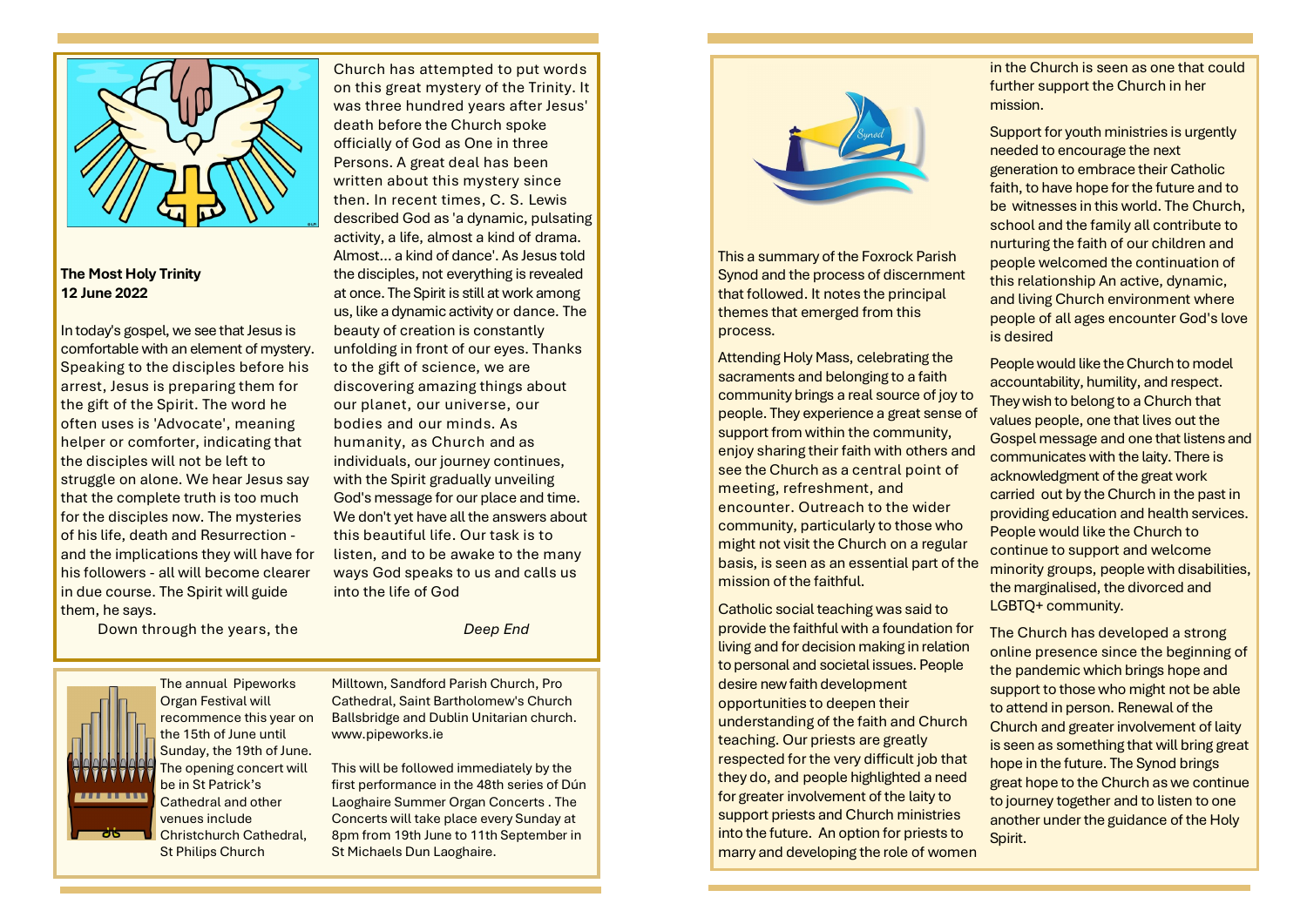**The Most Holy Trinity**
**12 June 2022**

In today's gospel, we see that Jesus is comfortable with an element of mystery. Speaking to the disciples before his arrest, Jesus is preparing them for the gift of the Spirit. The word he often uses is 'Advocate', meaning helper or comforter, indicating that the disciples will not be left to struggle on alone. We hear Jesus say that the complete truth is too much for the disciples now. The mysteries of his life, death and Resurrection - and the implications they will have for his followers - all will become clearer in due course. The Spirit will guide them, he says.

Down through the years, the Church has attempted to put words on this great mystery of the Trinity. It was three hundred years after Jesus' death before the Church spoke officially of God as One in three Persons. A great deal has been written about this mystery since then. In recent times, C. S. Lewis described God as 'a dynamic, pulsating activity, a life, almost a kind of drama. Almost... a kind of dance'. As Jesus told the disciples, not everything is revealed at once. The Spirit is still at work among us, like a dynamic activity or dance. The beauty of creation is constantly unfolding in front of our eyes. Thanks to the gift of science, we are discovering amazing things about our planet, our universe, our bodies and our minds. As humanity, as Church and as individuals, our journey continues, with the Spirit gradually unveiling God's message for our place and time. We don't yet have all the answers about this beautiful life. Our task is to listen, and to be awake to the many ways God speaks to us and calls us into the life of God

*Deep End*

The annual Pipeworks Organ Festival will recommence this year on the 15th of June until Sunday, the 19th of June. The opening concert will be in St Patrick's Cathedral and other venues include Christchurch Cathedral, St Philips Church Milltown, Sandford Parish Church, Pro Cathedral, Saint Bartholomew's Church Ballsbridge and Dublin Unitarian church. www.pipeworks.ie

This will be followed immediately by the first performance in the 48th series of Dún Laoghaire Summer Organ Concerts . The Concerts will take place every Sunday at 8pm from 19th June to 11th September in St Michaels Dun Laoghaire.

This a summary of the Foxrock Parish Synod and the process of discernment that followed. It notes the principal themes that emerged from this process.

Attending Holy Mass, celebrating the sacraments and belonging to a faith community brings a real source of joy to people. They experience a great sense of support from within the community, enjoy sharing their faith with others and see the Church as a central point of meeting, refreshment, and encounter. Outreach to the wider community, particularly to those who might not visit the Church on a regular basis, is seen as an essential part of the mission of the faithful.

Catholic social teaching was said to provide the faithful with a foundation for living and for decision making in relation to personal and societal issues. People desire new faith development opportunities to deepen their understanding of the faith and Church teaching. Our priests are greatly respected for the very difficult job that they do, and people highlighted a need for greater involvement of the laity to support priests and Church ministries into the future. An option for priests to marry and developing the role of women in the Church is seen as one that could further support the Church in her mission.

Support for youth ministries is urgently needed to encourage the next generation to embrace their Catholic faith, to have hope for the future and to be witnesses in this world. The Church, school and the family all contribute to nurturing the faith of our children and people welcomed the continuation of this relationship An active, dynamic, and living Church environment where people of all ages encounter God's love is desired

People would like the Church to model accountability, humility, and respect. They wish to belong to a Church that values people, one that lives out the Gospel message and one that listens and communicates with the laity. There is acknowledgment of the great work carried out by the Church in the past in providing education and health services. People would like the Church to continue to support and welcome minority groups, people with disabilities, the marginalised, the divorced and LGBTQ+ community.

The Church has developed a strong online presence since the beginning of the pandemic which brings hope and support to those who might not be able to attend in person. Renewal of the Church and greater involvement of laity is seen as something that will bring great hope in the future. The Synod brings great hope to the Church as we continue to journey together and to listen to one another under the guidance of the Holy Spirit.